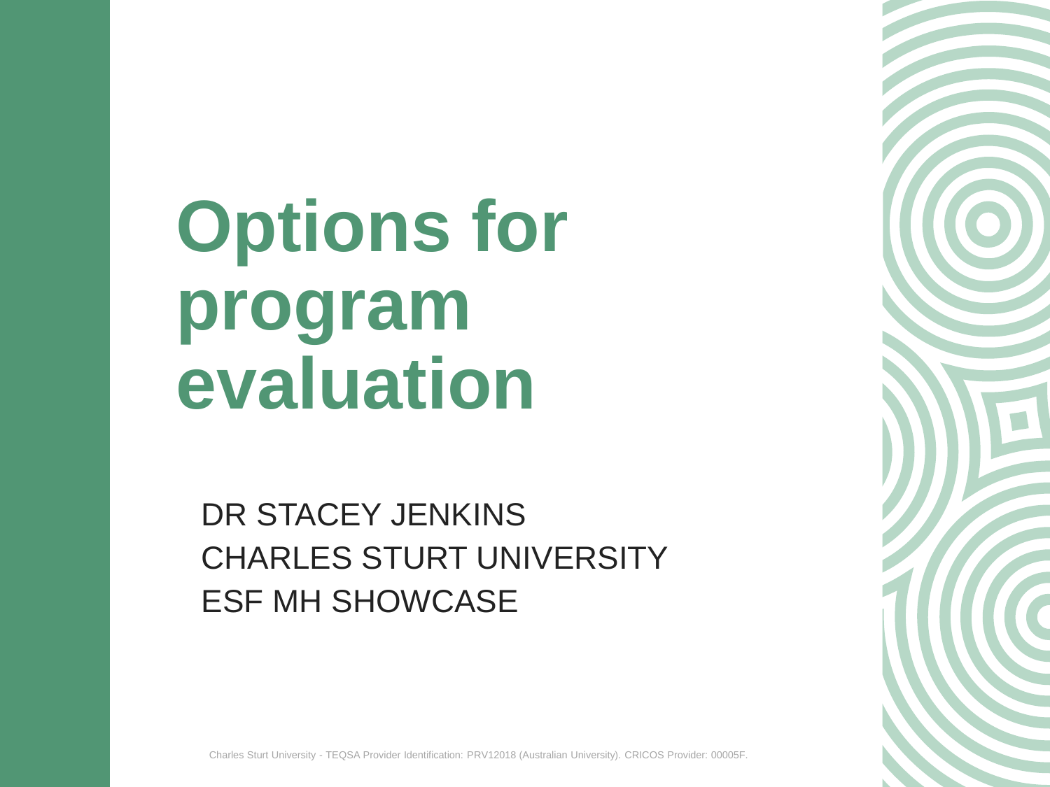# Options for program evaluation

DR STACEY JENKINS
CHARLES STURT UNIVERSITY
ESF MH SHOWCASE

Charles Sturt University - TEQSA Provider Identification: PRV12018 (Australian University). CRICOS Provider: 00005F.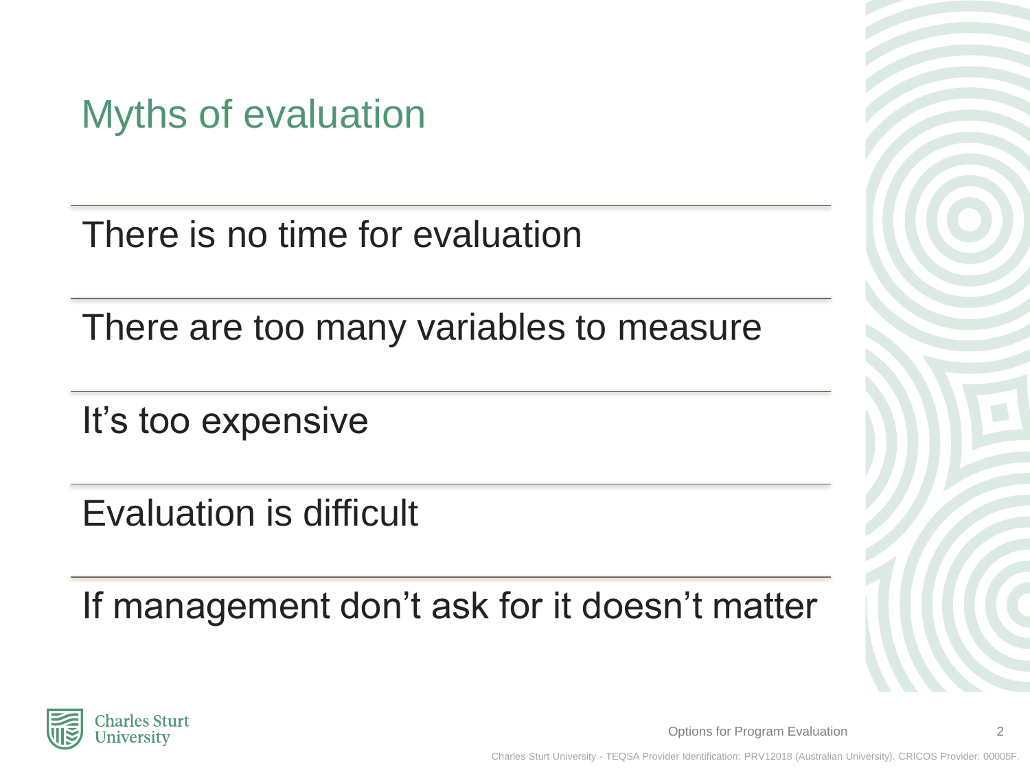# Myths of evaluation

There is no time for evaluation

There are too many variables to measure

It's too expensive

Evaluation is difficult

If management don't ask for it doesn't matter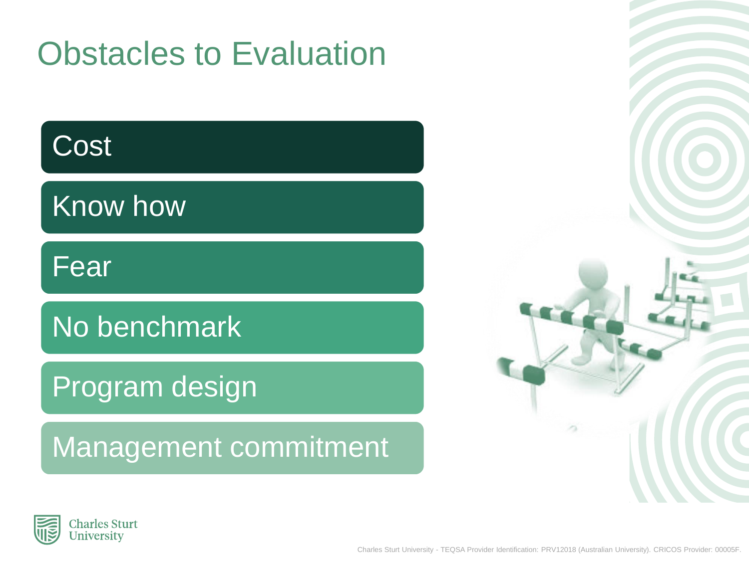# Obstacles to Evaluation

- Cost
- Know how
- Fear
- No benchmark
- Program design
- Management commitment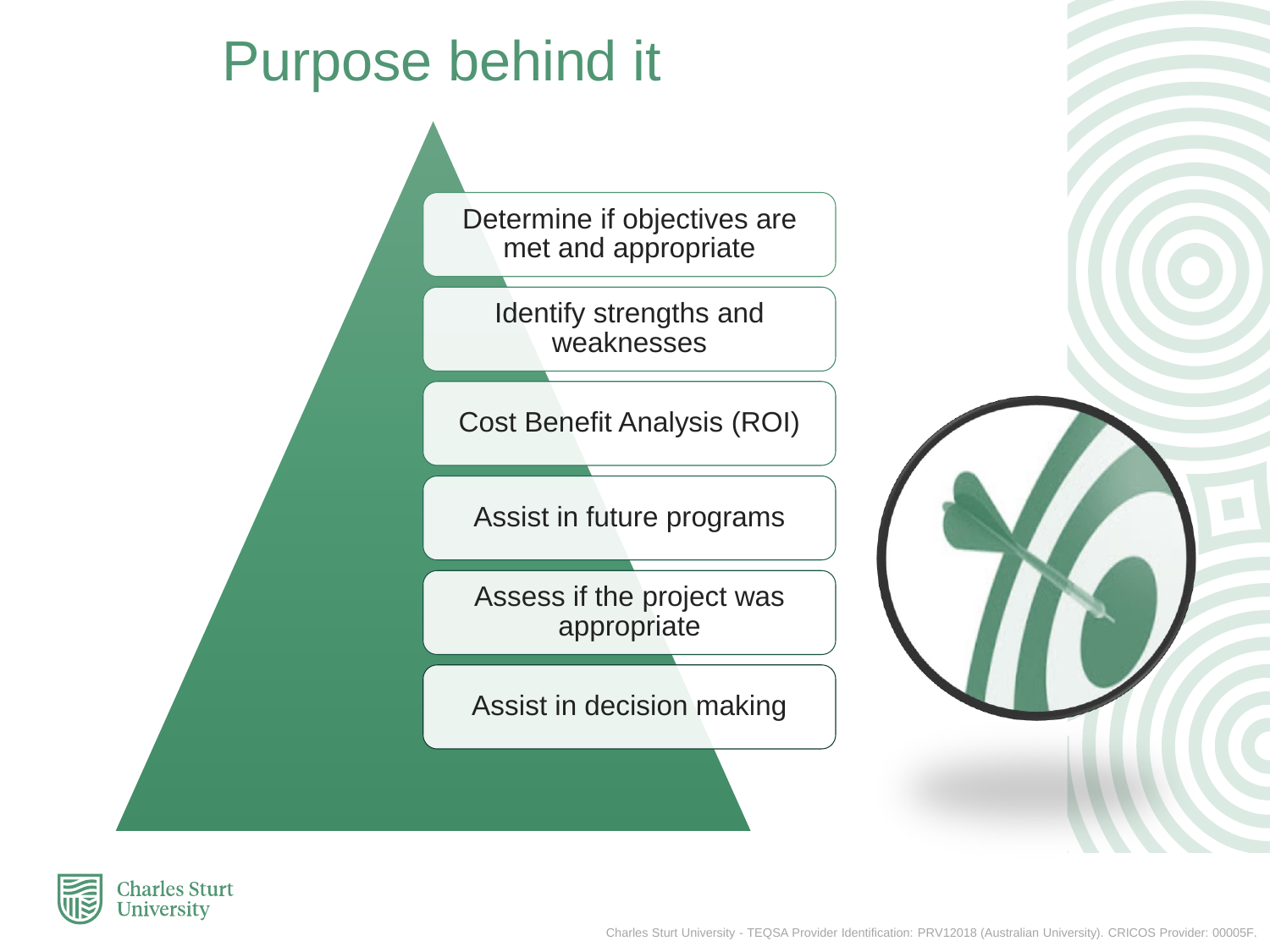# Purpose behind it

- Determine if objectives are met and appropriate
- Identify strengths and weaknesses
- Cost Benefit Analysis (ROI)
- Assist in future programs
- Assess if the project was appropriate
- Assist in decision making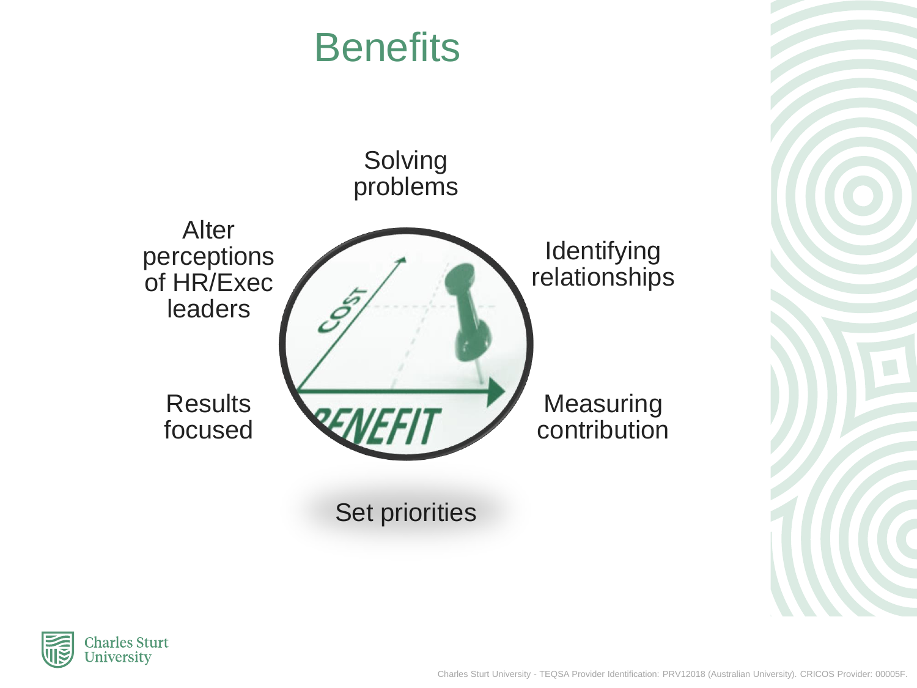# Benefits

- Solving problems
- Identifying relationships
- Measuring contribution
- Set priorities
- Results focused
- Alter perceptions of HR/Exec leaders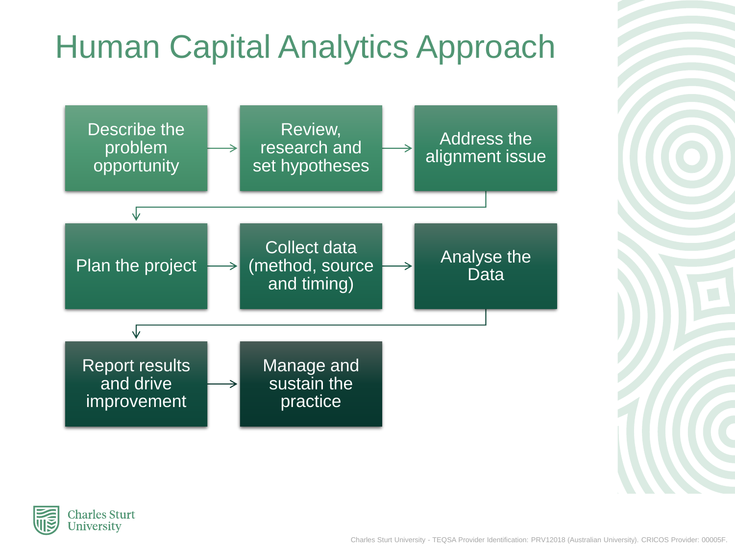# Human Capital Analytics Approach

1. Describe the problem opportunity
2. Review, research and set hypotheses
3. Address the alignment issue
4. Plan the project
5. Collect data (method, source and timing)
6. Analyse the Data
7. Report results and drive improvement
8. Manage and sustain the practice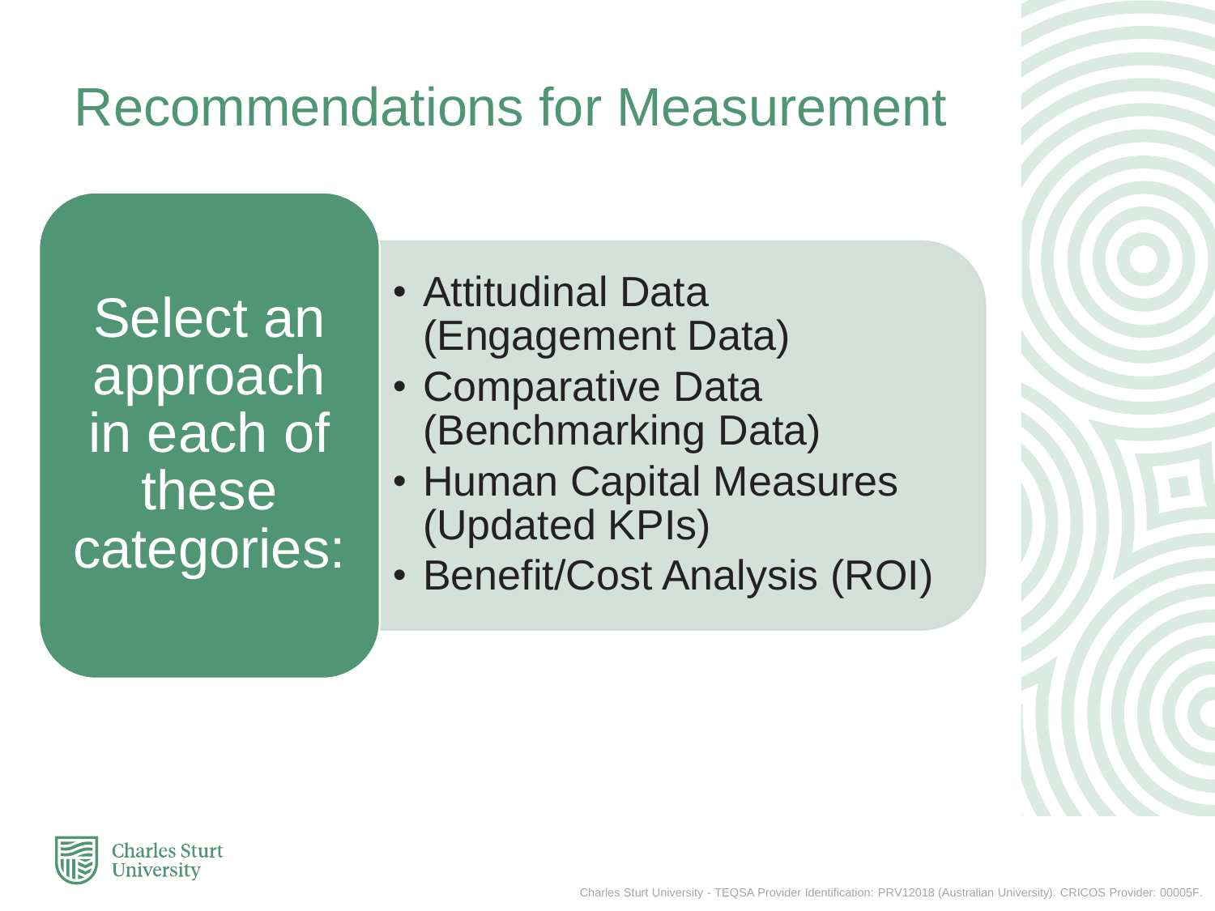# Recommendations for Measurement

Select an approach in each of these categories:

- Attitudinal Data (Engagement Data)
- Comparative Data (Benchmarking Data)
- Human Capital Measures (Updated KPIs)
- Benefit/Cost Analysis (ROI)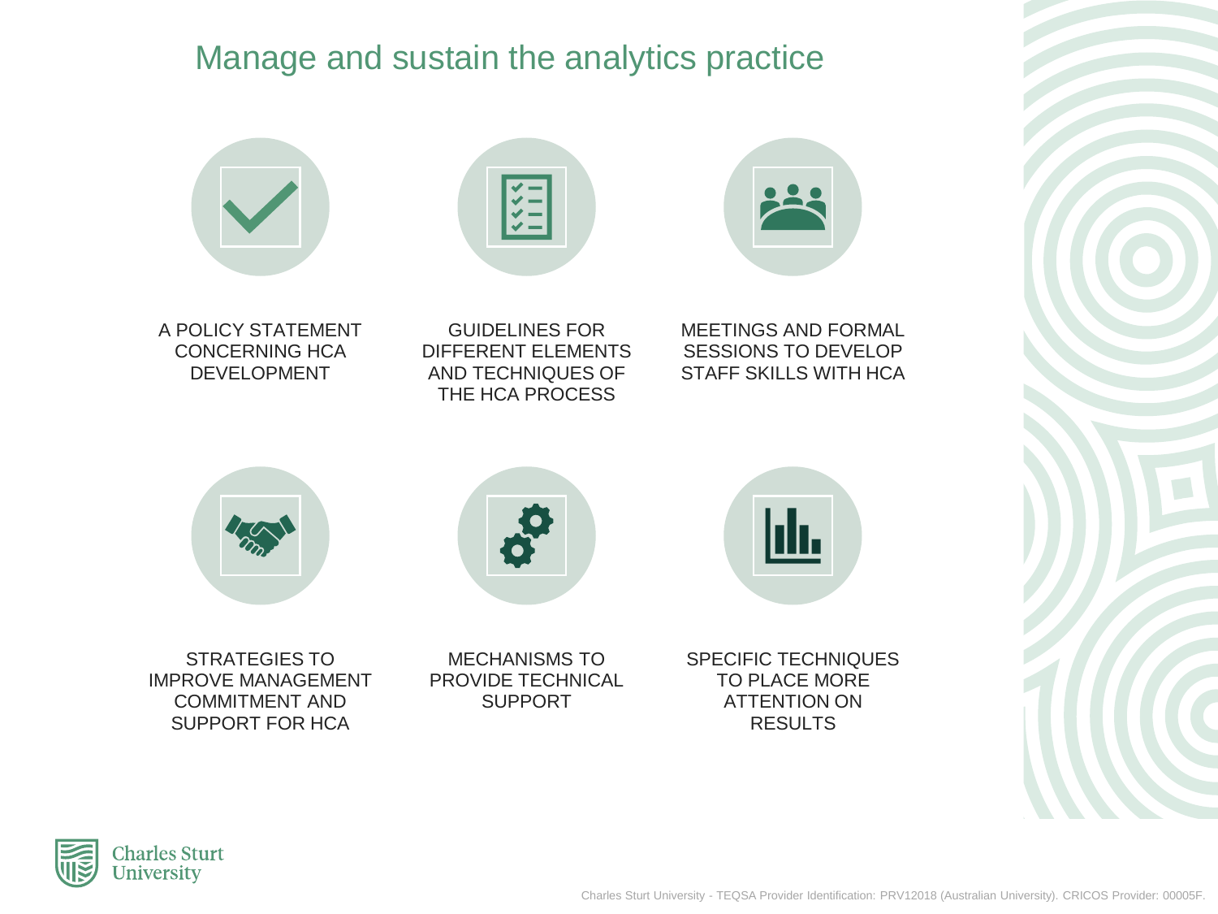# Manage and sustain the analytics practice

- A POLICY STATEMENT CONCERNING HCA DEVELOPMENT
- GUIDELINES FOR DIFFERENT ELEMENTS AND TECHNIQUES OF THE HCA PROCESS
- MEETINGS AND FORMAL SESSIONS TO DEVELOP STAFF SKILLS WITH HCA
- STRATEGIES TO IMPROVE MANAGEMENT COMMITMENT AND SUPPORT FOR HCA
- MECHANISMS TO PROVIDE TECHNICAL SUPPORT
- SPECIFIC TECHNIQUES TO PLACE MORE ATTENTION ON RESULTS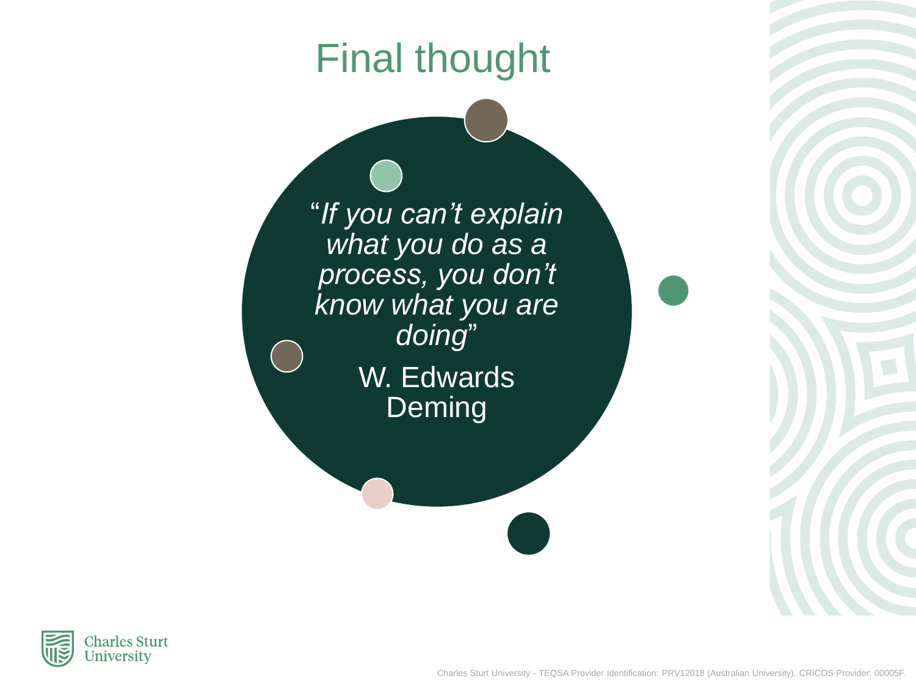# Final thought

"*If you can't explain what you do as a process, you don't know what you are doing*"

W. Edwards Deming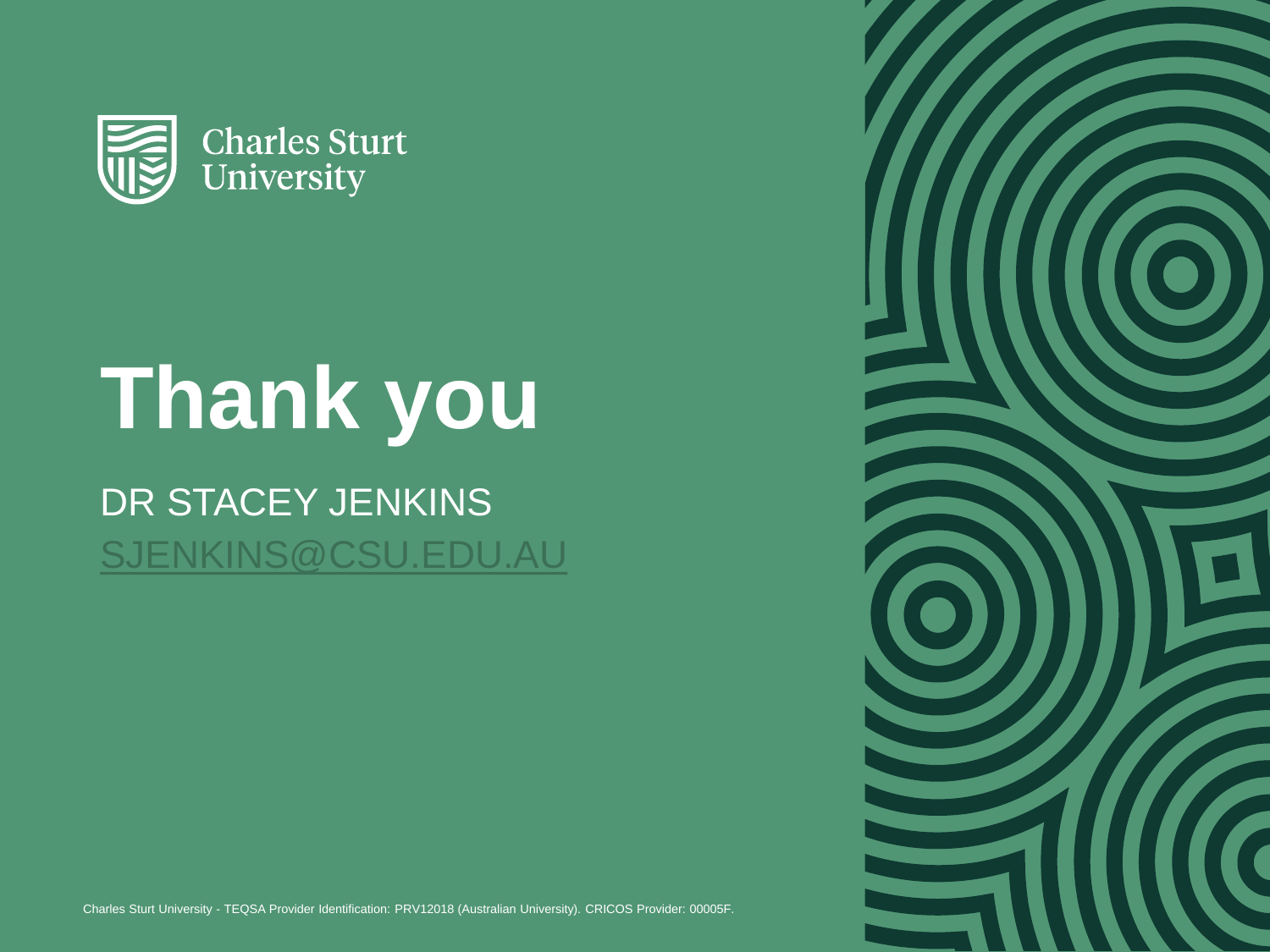Charles Sturt University

# Thank you

DR STACEY JENKINS

SJENKINS@CSU.EDU.AU

Charles Sturt University - TEQSA Provider Identification: PRV12018 (Australian University). CRICOS Provider: 00005F.